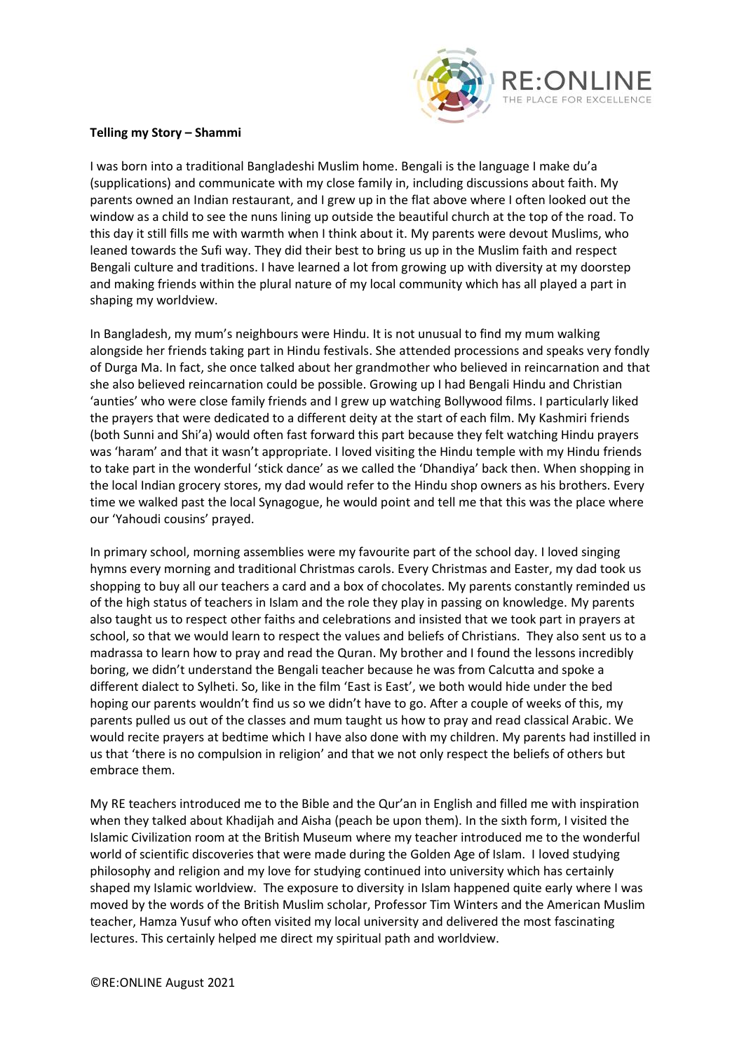**Telling my Story – Shammi**

I was born into a traditional Bangladeshi Muslim home. Bengali is the language I make du'a (supplications) and communicate with my close family in, including discussions about faith. My parents owned an Indian restaurant, and I grew up in the flat above where I often looked out the window as a child to see the nuns lining up outside the beautiful church at the top of the road. To this day it still fills me with warmth when I think about it. My parents were devout Muslims, who leaned towards the Sufi way. They did their best to bring us up in the Muslim faith and respect Bengali culture and traditions. I have learned a lot from growing up with diversity at my doorstep and making friends within the plural nature of my local community which has all played a part in shaping my worldview.

In Bangladesh, my mum's neighbours were Hindu. It is not unusual to find my mum walking alongside her friends taking part in Hindu festivals. She attended processions and speaks very fondly of Durga Ma. In fact, she once talked about her grandmother who believed in reincarnation and that she also believed reincarnation could be possible. Growing up I had Bengali Hindu and Christian 'aunties' who were close family friends and I grew up watching Bollywood films. I particularly liked the prayers that were dedicated to a different deity at the start of each film. My Kashmiri friends (both Sunni and Shi'a) would often fast forward this part because they felt watching Hindu prayers was 'haram' and that it wasn't appropriate. I loved visiting the Hindu temple with my Hindu friends to take part in the wonderful 'stick dance' as we called the 'Dhandiya' back then. When shopping in the local Indian grocery stores, my dad would refer to the Hindu shop owners as his brothers. Every time we walked past the local Synagogue, he would point and tell me that this was the place where our 'Yahoudi cousins' prayed.

In primary school, morning assemblies were my favourite part of the school day. I loved singing hymns every morning and traditional Christmas carols. Every Christmas and Easter, my dad took us shopping to buy all our teachers a card and a box of chocolates. My parents constantly reminded us of the high status of teachers in Islam and the role they play in passing on knowledge. My parents also taught us to respect other faiths and celebrations and insisted that we took part in prayers at school, so that we would learn to respect the values and beliefs of Christians. They also sent us to a madrassa to learn how to pray and read the Quran. My brother and I found the lessons incredibly boring, we didn't understand the Bengali teacher because he was from Calcutta and spoke a different dialect to Sylheti. So, like in the film 'East is East', we both would hide under the bed hoping our parents wouldn't find us so we didn't have to go. After a couple of weeks of this, my parents pulled us out of the classes and mum taught us how to pray and read classical Arabic. We would recite prayers at bedtime which I have also done with my children. My parents had instilled in us that 'there is no compulsion in religion' and that we not only respect the beliefs of others but embrace them.

My RE teachers introduced me to the Bible and the Qur'an in English and filled me with inspiration when they talked about Khadijah and Aisha (peach be upon them). In the sixth form, I visited the Islamic Civilization room at the British Museum where my teacher introduced me to the wonderful world of scientific discoveries that were made during the Golden Age of Islam. I loved studying philosophy and religion and my love for studying continued into university which has certainly shaped my Islamic worldview. The exposure to diversity in Islam happened quite early where I was moved by the words of the British Muslim scholar, Professor Tim Winters and the American Muslim teacher, Hamza Yusuf who often visited my local university and delivered the most fascinating lectures. This certainly helped me direct my spiritual path and worldview.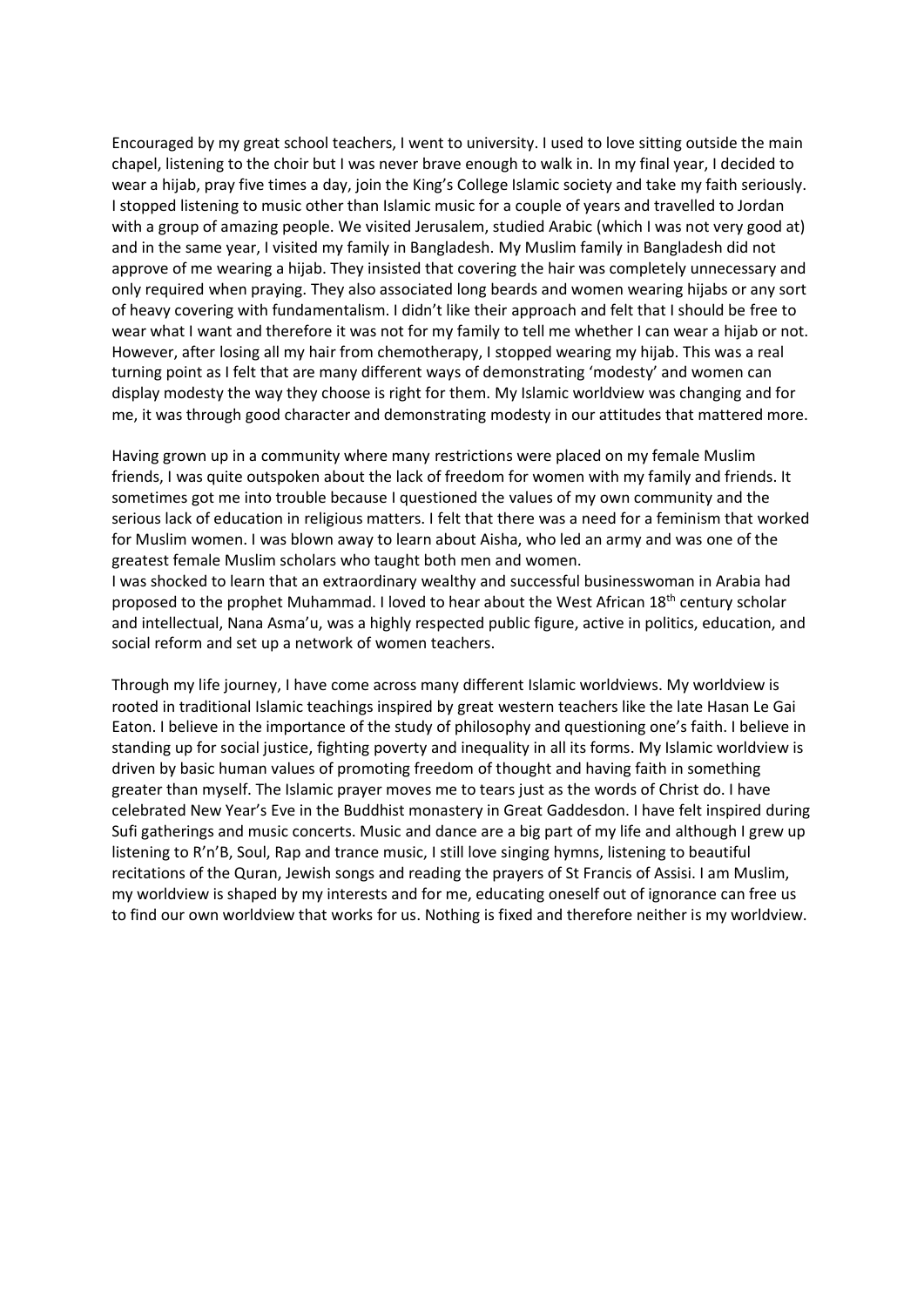Encouraged by my great school teachers, I went to university. I used to love sitting outside the main chapel, listening to the choir but I was never brave enough to walk in. In my final year, I decided to wear a hijab, pray five times a day, join the King's College Islamic society and take my faith seriously. I stopped listening to music other than Islamic music for a couple of years and travelled to Jordan with a group of amazing people. We visited Jerusalem, studied Arabic (which I was not very good at) and in the same year, I visited my family in Bangladesh. My Muslim family in Bangladesh did not approve of me wearing a hijab. They insisted that covering the hair was completely unnecessary and only required when praying. They also associated long beards and women wearing hijabs or any sort of heavy covering with fundamentalism. I didn't like their approach and felt that I should be free to wear what I want and therefore it was not for my family to tell me whether I can wear a hijab or not. However, after losing all my hair from chemotherapy, I stopped wearing my hijab. This was a real turning point as I felt that are many different ways of demonstrating 'modesty' and women can display modesty the way they choose is right for them. My Islamic worldview was changing and for me, it was through good character and demonstrating modesty in our attitudes that mattered more.

Having grown up in a community where many restrictions were placed on my female Muslim friends, I was quite outspoken about the lack of freedom for women with my family and friends. It sometimes got me into trouble because I questioned the values of my own community and the serious lack of education in religious matters. I felt that there was a need for a feminism that worked for Muslim women. I was blown away to learn about Aisha, who led an army and was one of the greatest female Muslim scholars who taught both men and women.
I was shocked to learn that an extraordinary wealthy and successful businesswoman in Arabia had proposed to the prophet Muhammad. I loved to hear about the West African 18th century scholar and intellectual, Nana Asma'u, was a highly respected public figure, active in politics, education, and social reform and set up a network of women teachers.

Through my life journey, I have come across many different Islamic worldviews. My worldview is rooted in traditional Islamic teachings inspired by great western teachers like the late Hasan Le Gai Eaton. I believe in the importance of the study of philosophy and questioning one's faith. I believe in standing up for social justice, fighting poverty and inequality in all its forms. My Islamic worldview is driven by basic human values of promoting freedom of thought and having faith in something greater than myself. The Islamic prayer moves me to tears just as the words of Christ do. I have celebrated New Year's Eve in the Buddhist monastery in Great Gaddesdon. I have felt inspired during Sufi gatherings and music concerts. Music and dance are a big part of my life and although I grew up listening to R'n'B, Soul, Rap and trance music, I still love singing hymns, listening to beautiful recitations of the Quran, Jewish songs and reading the prayers of St Francis of Assisi. I am Muslim, my worldview is shaped by my interests and for me, educating oneself out of ignorance can free us to find our own worldview that works for us. Nothing is fixed and therefore neither is my worldview.